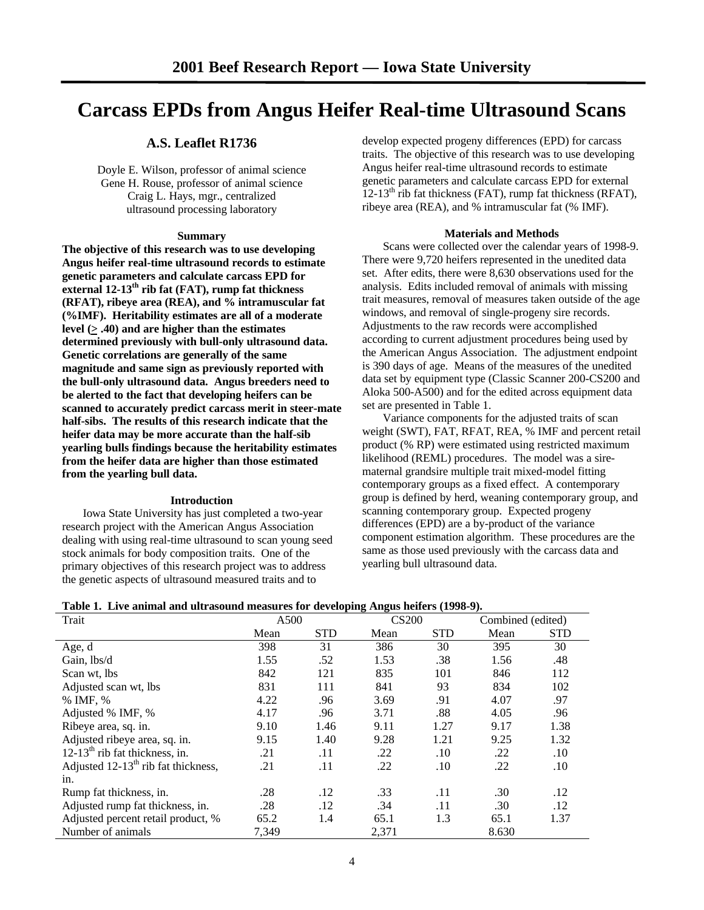# Carcass EPDs from Angus Heifer Real-time Ultrasound Scans

## A.S. Leaflet R1736

Doyle E. Wilson, professor of animal science
Gene H. Rouse, professor of animal science
Craig L. Hays, mgr., centralized ultrasound processing laboratory

### Summary

**The objective of this research was to use developing Angus heifer real-time ultrasound records to estimate genetic parameters and calculate carcass EPD for external 12-13th rib fat (FAT), rump fat thickness (RFAT), ribeye area (REA), and % intramuscular fat (%IMF). Heritability estimates are all of a moderate level (≥ .40) and are higher than the estimates determined previously with bull-only ultrasound data. Genetic correlations are generally of the same magnitude and same sign as previously reported with the bull-only ultrasound data. Angus breeders need to be alerted to the fact that developing heifers can be scanned to accurately predict carcass merit in steer-mate half-sibs. The results of this research indicate that the heifer data may be more accurate than the half-sib yearling bulls findings because the heritability estimates from the heifer data are higher than those estimated from the yearling bull data.**

### Introduction

Iowa State University has just completed a two-year research project with the American Angus Association dealing with using real-time ultrasound to scan young seed stock animals for body composition traits. One of the primary objectives of this research project was to address the genetic aspects of ultrasound measured traits and to develop expected progeny differences (EPD) for carcass traits. The objective of this research was to use developing Angus heifer real-time ultrasound records to estimate genetic parameters and calculate carcass EPD for external 12-13th rib fat thickness (FAT), rump fat thickness (RFAT), ribeye area (REA), and % intramuscular fat (% IMF).

### Materials and Methods

Scans were collected over the calendar years of 1998-9. There were 9,720 heifers represented in the unedited data set. After edits, there were 8,630 observations used for the analysis. Edits included removal of animals with missing trait measures, removal of measures taken outside of the age windows, and removal of single-progeny sire records. Adjustments to the raw records were accomplished according to current adjustment procedures being used by the American Angus Association. The adjustment endpoint is 390 days of age. Means of the measures of the unedited data set by equipment type (Classic Scanner 200-CS200 and Aloka 500-A500) and for the edited across equipment data set are presented in Table 1.

Variance components for the adjusted traits of scan weight (SWT), FAT, RFAT, REA, % IMF and percent retail product (% RP) were estimated using restricted maximum likelihood (REML) procedures. The model was a sire-maternal grandsire multiple trait mixed-model fitting contemporary groups as a fixed effect. A contemporary group is defined by herd, weaning contemporary group, and scanning contemporary group. Expected progeny differences (EPD) are a by-product of the variance component estimation algorithm. These procedures are the same as those used previously with the carcass data and yearling bull ultrasound data.

**Table 1. Live animal and ultrasound measures for developing Angus heifers (1998-9).**

| Trait | A500 | | CS200 | | Combined (edited) | |
|---|---|---|---|---|---|---|
| | Mean | STD | Mean | STD | Mean | STD |
| Age, d | 398 | 31 | 386 | 30 | 395 | 30 |
| Gain, lbs/d | 1.55 | .52 | 1.53 | .38 | 1.56 | .48 |
| Scan wt, lbs | 842 | 121 | 835 | 101 | 846 | 112 |
| Adjusted scan wt, lbs | 831 | 111 | 841 | 93 | 834 | 102 |
| % IMF, % | 4.22 | .96 | 3.69 | .91 | 4.07 | .97 |
| Adjusted % IMF, % | 4.17 | .96 | 3.71 | .88 | 4.05 | .96 |
| Ribeye area, sq. in. | 9.10 | 1.46 | 9.11 | 1.27 | 9.17 | 1.38 |
| Adjusted ribeye area, sq. in. | 9.15 | 1.40 | 9.28 | 1.21 | 9.25 | 1.32 |
| 12-13th rib fat thickness, in. | .21 | .11 | .22 | .10 | .22 | .10 |
| Adjusted 12-13th rib fat thickness, in. | .21 | .11 | .22 | .10 | .22 | .10 |
| Rump fat thickness, in. | .28 | .12 | .33 | .11 | .30 | .12 |
| Adjusted rump fat thickness, in. | .28 | .12 | .34 | .11 | .30 | .12 |
| Adjusted percent retail product, % | 65.2 | 1.4 | 65.1 | 1.3 | 65.1 | 1.37 |
| Number of animals | 7,349 | | 2,371 | | 8.630 | |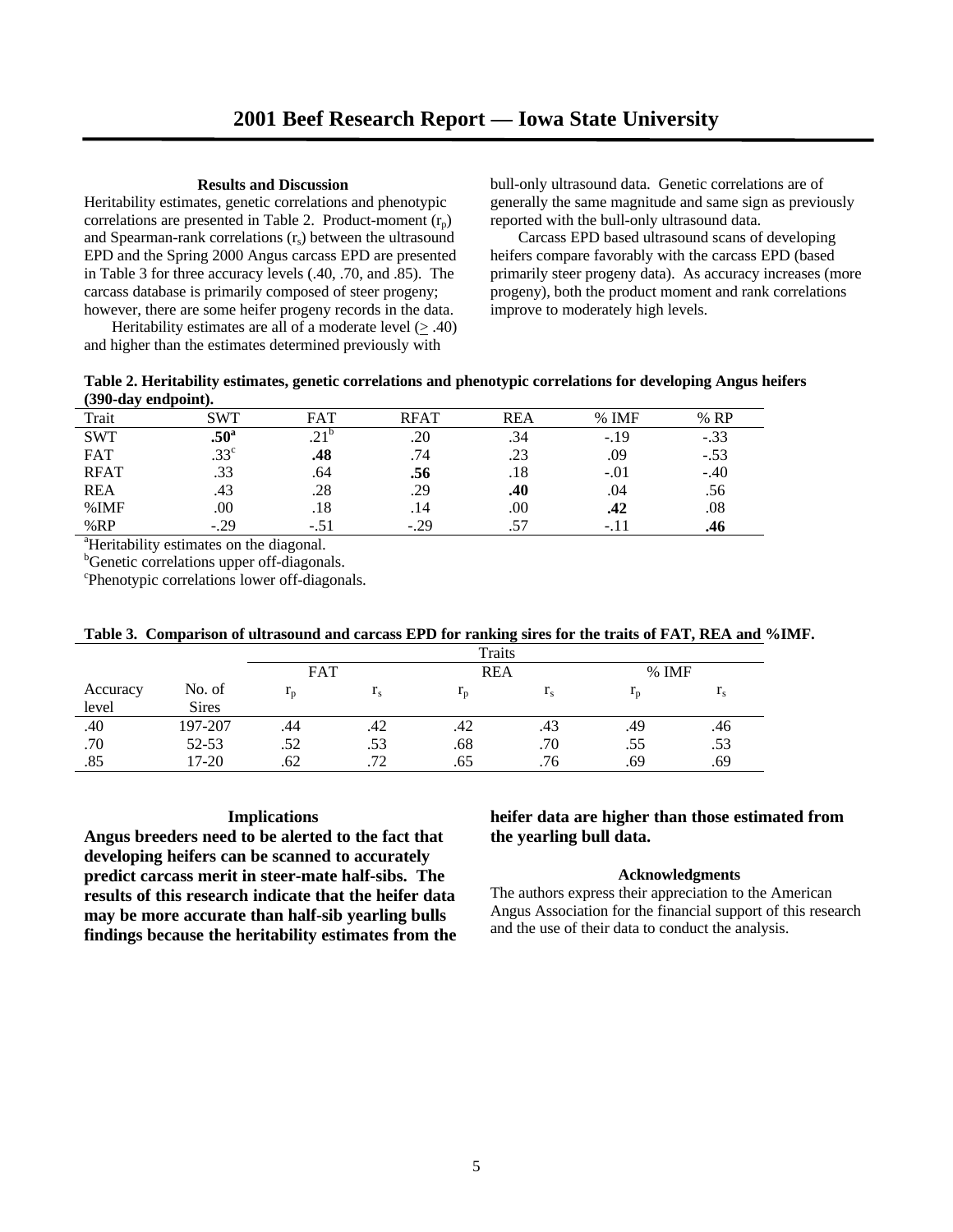## Results and Discussion

Heritability estimates, genetic correlations and phenotypic correlations are presented in Table 2. Product-moment ($r_p$) and Spearman-rank correlations ($r_s$) between the ultrasound EPD and the Spring 2000 Angus carcass EPD are presented in Table 3 for three accuracy levels (.40, .70, and .85). The carcass database is primarily composed of steer progeny; however, there are some heifer progeny records in the data.

Heritability estimates are all of a moderate level ($\geq$ .40) and higher than the estimates determined previously with bull-only ultrasound data. Genetic correlations are of generally the same magnitude and same sign as previously reported with the bull-only ultrasound data.

Carcass EPD based ultrasound scans of developing heifers compare favorably with the carcass EPD (based primarily steer progeny data). As accuracy increases (more progeny), both the product moment and rank correlations improve to moderately high levels.

**Table 2. Heritability estimates, genetic correlations and phenotypic correlations for developing Angus heifers (390-day endpoint).**

| Trait | SWT | FAT | RFAT | REA | % IMF | % RP |
|---|---|---|---|---|---|---|
| SWT | **.50**[a] | .21[b] | .20 | .34 | -.19 | -.33 |
| FAT | .33[c] | **.48** | .74 | .23 | .09 | -.53 |
| RFAT | .33 | .64 | **.56** | .18 | -.01 | -.40 |
| REA | .43 | .28 | .29 | **.40** | .04 | .56 |
| %IMF | .00 | .18 | .14 | .00 | **.42** | .08 |
| %RP | -.29 | -.51 | -.29 | .57 | -.11 | **.46** |

[a]Heritability estimates on the diagonal.
[b]Genetic correlations upper off-diagonals.
[c]Phenotypic correlations lower off-diagonals.

**Table 3. Comparison of ultrasound and carcass EPD for ranking sires for the traits of FAT, REA and %IMF.**

| | | Traits | | | | | |
|---|---|---|---|---|---|---|---|
| | | FAT | | REA | | % IMF | |
| Accuracy level | No. of Sires | $r_p$ | $r_s$ | $r_p$ | $r_s$ | $r_p$ | $r_s$ |
| .40 | 197-207 | .44 | .42 | .42 | .43 | .49 | .46 |
| .70 | 52-53 | .52 | .53 | .68 | .70 | .55 | .53 |
| .85 | 17-20 | .62 | .72 | .65 | .76 | .69 | .69 |

## Implications

**Angus breeders need to be alerted to the fact that developing heifers can be scanned to accurately predict carcass merit in steer-mate half-sibs. The results of this research indicate that the heifer data may be more accurate than half-sib yearling bulls findings because the heritability estimates from the heifer data are higher than those estimated from the yearling bull data.**

## Acknowledgments

The authors express their appreciation to the American Angus Association for the financial support of this research and the use of their data to conduct the analysis.